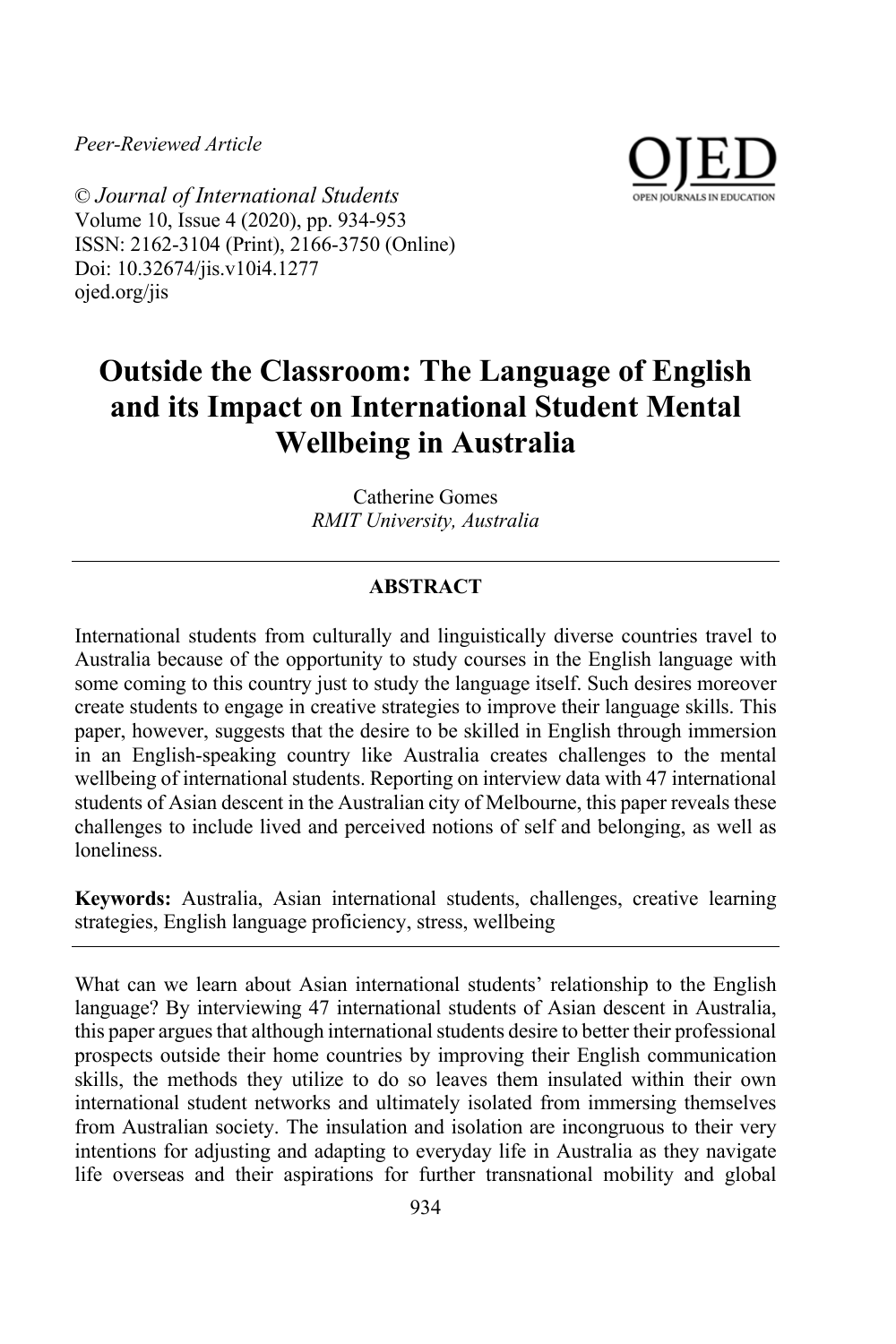*Peer-Reviewed Article*

© *Journal of International Students*
Volume 10, Issue 4 (2020), pp. 934-953
ISSN: 2162-3104 (Print), 2166-3750 (Online)
Doi: 10.32674/jis.v10i4.1277
ojed.org/jis

# Outside the Classroom: The Language of English and its Impact on International Student Mental Wellbeing in Australia

Catherine Gomes
*RMIT University, Australia*

## ABSTRACT

International students from culturally and linguistically diverse countries travel to Australia because of the opportunity to study courses in the English language with some coming to this country just to study the language itself. Such desires moreover create students to engage in creative strategies to improve their language skills. This paper, however, suggests that the desire to be skilled in English through immersion in an English-speaking country like Australia creates challenges to the mental wellbeing of international students. Reporting on interview data with 47 international students of Asian descent in the Australian city of Melbourne, this paper reveals these challenges to include lived and perceived notions of self and belonging, as well as loneliness.

**Keywords:** Australia, Asian international students, challenges, creative learning strategies, English language proficiency, stress, wellbeing

What can we learn about Asian international students' relationship to the English language? By interviewing 47 international students of Asian descent in Australia, this paper argues that although international students desire to better their professional prospects outside their home countries by improving their English communication skills, the methods they utilize to do so leaves them insulated within their own international student networks and ultimately isolated from immersing themselves from Australian society. The insulation and isolation are incongruous to their very intentions for adjusting and adapting to everyday life in Australia as they navigate life overseas and their aspirations for further transnational mobility and global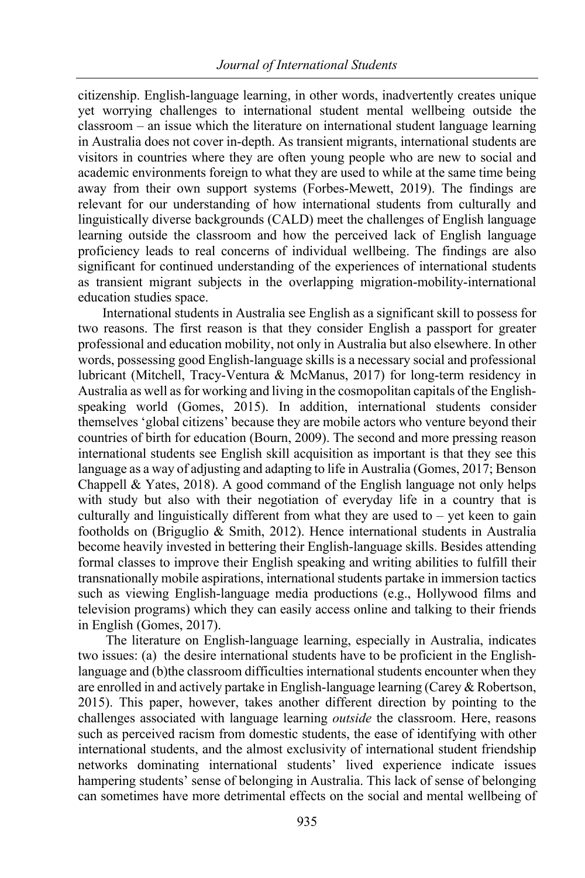citizenship. English-language learning, in other words, inadvertently creates unique yet worrying challenges to international student mental wellbeing outside the classroom – an issue which the literature on international student language learning in Australia does not cover in-depth. As transient migrants, international students are visitors in countries where they are often young people who are new to social and academic environments foreign to what they are used to while at the same time being away from their own support systems (Forbes-Mewett, 2019). The findings are relevant for our understanding of how international students from culturally and linguistically diverse backgrounds (CALD) meet the challenges of English language learning outside the classroom and how the perceived lack of English language proficiency leads to real concerns of individual wellbeing. The findings are also significant for continued understanding of the experiences of international students as transient migrant subjects in the overlapping migration-mobility-international education studies space.

International students in Australia see English as a significant skill to possess for two reasons. The first reason is that they consider English a passport for greater professional and education mobility, not only in Australia but also elsewhere. In other words, possessing good English-language skills is a necessary social and professional lubricant (Mitchell, Tracy-Ventura & McManus, 2017) for long-term residency in Australia as well as for working and living in the cosmopolitan capitals of the English-speaking world (Gomes, 2015). In addition, international students consider themselves 'global citizens' because they are mobile actors who venture beyond their countries of birth for education (Bourn, 2009). The second and more pressing reason international students see English skill acquisition as important is that they see this language as a way of adjusting and adapting to life in Australia (Gomes, 2017; Benson Chappell & Yates, 2018). A good command of the English language not only helps with study but also with their negotiation of everyday life in a country that is culturally and linguistically different from what they are used to – yet keen to gain footholds on (Briguglio & Smith, 2012). Hence international students in Australia become heavily invested in bettering their English-language skills. Besides attending formal classes to improve their English speaking and writing abilities to fulfill their transnationally mobile aspirations, international students partake in immersion tactics such as viewing English-language media productions (e.g., Hollywood films and television programs) which they can easily access online and talking to their friends in English (Gomes, 2017).

The literature on English-language learning, especially in Australia, indicates two issues: (a) the desire international students have to be proficient in the English-language and (b)the classroom difficulties international students encounter when they are enrolled in and actively partake in English-language learning (Carey & Robertson, 2015). This paper, however, takes another different direction by pointing to the challenges associated with language learning *outside* the classroom. Here, reasons such as perceived racism from domestic students, the ease of identifying with other international students, and the almost exclusivity of international student friendship networks dominating international students' lived experience indicate issues hampering students' sense of belonging in Australia. This lack of sense of belonging can sometimes have more detrimental effects on the social and mental wellbeing of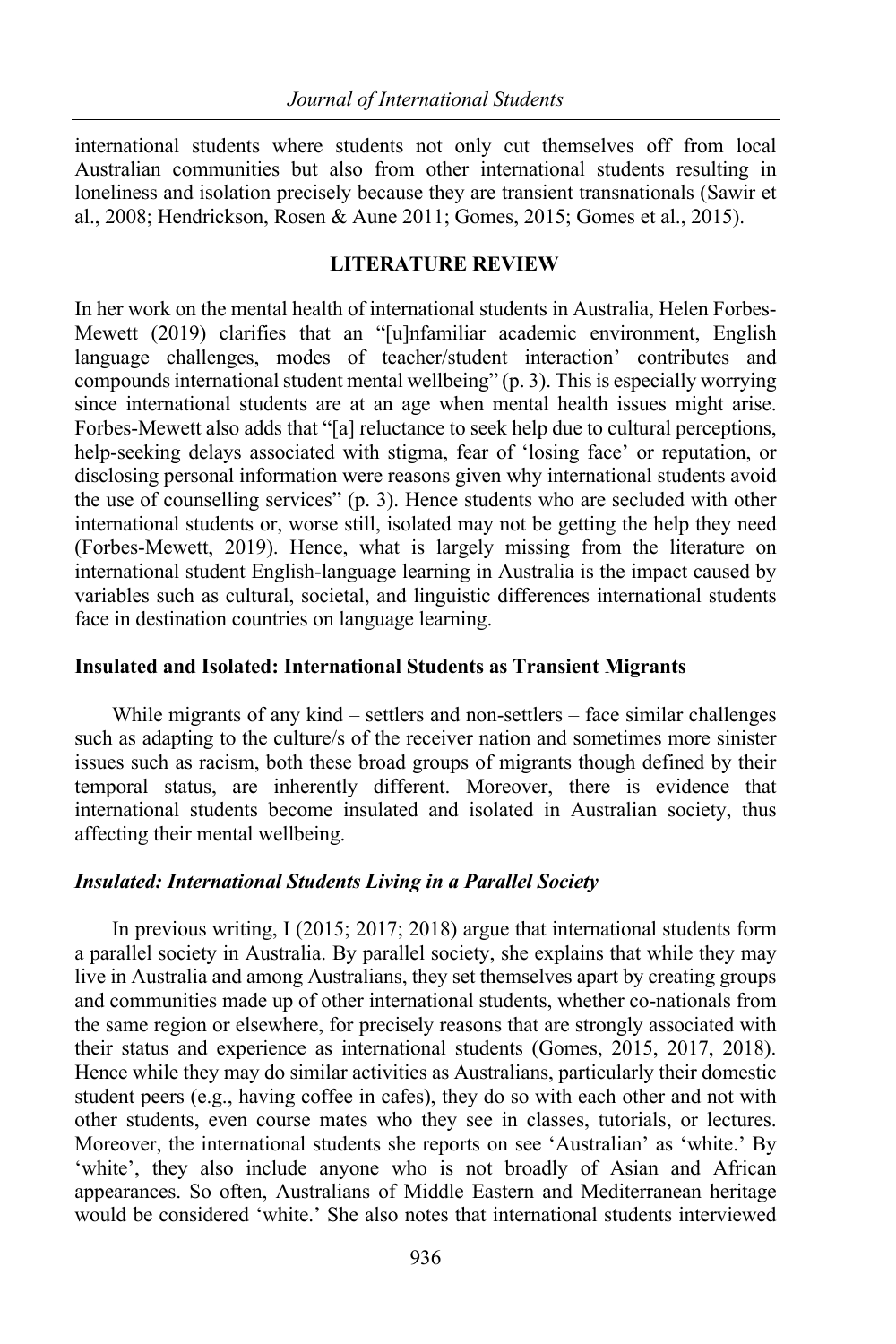international students where students not only cut themselves off from local Australian communities but also from other international students resulting in loneliness and isolation precisely because they are transient transnationals (Sawir et al., 2008; Hendrickson, Rosen & Aune 2011; Gomes, 2015; Gomes et al., 2015).

## LITERATURE REVIEW

In her work on the mental health of international students in Australia, Helen Forbes-Mewett (2019) clarifies that an "[u]nfamiliar academic environment, English language challenges, modes of teacher/student interaction' contributes and compounds international student mental wellbeing" (p. 3). This is especially worrying since international students are at an age when mental health issues might arise. Forbes-Mewett also adds that "[a] reluctance to seek help due to cultural perceptions, help-seeking delays associated with stigma, fear of 'losing face' or reputation, or disclosing personal information were reasons given why international students avoid the use of counselling services" (p. 3). Hence students who are secluded with other international students or, worse still, isolated may not be getting the help they need (Forbes-Mewett, 2019). Hence, what is largely missing from the literature on international student English-language learning in Australia is the impact caused by variables such as cultural, societal, and linguistic differences international students face in destination countries on language learning.

### Insulated and Isolated: International Students as Transient Migrants

While migrants of any kind – settlers and non-settlers – face similar challenges such as adapting to the culture/s of the receiver nation and sometimes more sinister issues such as racism, both these broad groups of migrants though defined by their temporal status, are inherently different. Moreover, there is evidence that international students become insulated and isolated in Australian society, thus affecting their mental wellbeing.

#### *Insulated: International Students Living in a Parallel Society*

In previous writing, I (2015; 2017; 2018) argue that international students form a parallel society in Australia. By parallel society, she explains that while they may live in Australia and among Australians, they set themselves apart by creating groups and communities made up of other international students, whether co-nationals from the same region or elsewhere, for precisely reasons that are strongly associated with their status and experience as international students (Gomes, 2015, 2017, 2018). Hence while they may do similar activities as Australians, particularly their domestic student peers (e.g., having coffee in cafes), they do so with each other and not with other students, even course mates who they see in classes, tutorials, or lectures. Moreover, the international students she reports on see 'Australian' as 'white.' By 'white', they also include anyone who is not broadly of Asian and African appearances. So often, Australians of Middle Eastern and Mediterranean heritage would be considered 'white.' She also notes that international students interviewed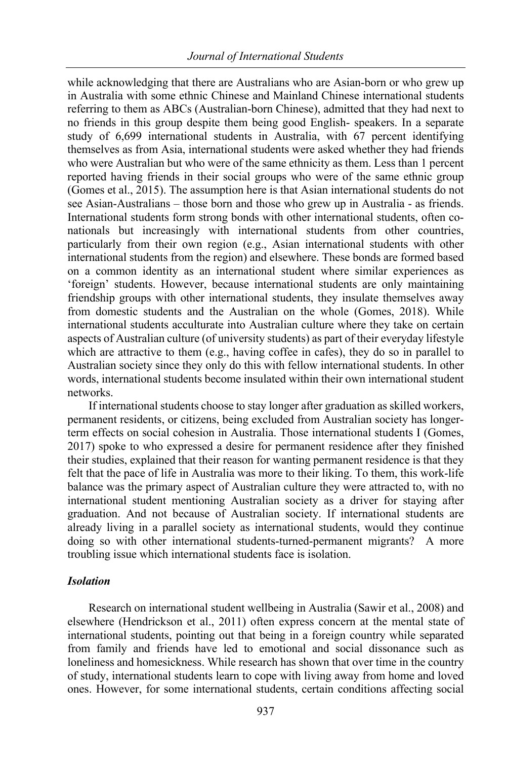while acknowledging that there are Australians who are Asian-born or who grew up in Australia with some ethnic Chinese and Mainland Chinese international students referring to them as ABCs (Australian-born Chinese), admitted that they had next to no friends in this group despite them being good English- speakers. In a separate study of 6,699 international students in Australia, with 67 percent identifying themselves as from Asia, international students were asked whether they had friends who were Australian but who were of the same ethnicity as them. Less than 1 percent reported having friends in their social groups who were of the same ethnic group (Gomes et al., 2015). The assumption here is that Asian international students do not see Asian-Australians – those born and those who grew up in Australia - as friends. International students form strong bonds with other international students, often co-nationals but increasingly with international students from other countries, particularly from their own region (e.g., Asian international students with other international students from the region) and elsewhere. These bonds are formed based on a common identity as an international student where similar experiences as 'foreign' students. However, because international students are only maintaining friendship groups with other international students, they insulate themselves away from domestic students and the Australian on the whole (Gomes, 2018). While international students acculturate into Australian culture where they take on certain aspects of Australian culture (of university students) as part of their everyday lifestyle which are attractive to them (e.g., having coffee in cafes), they do so in parallel to Australian society since they only do this with fellow international students. In other words, international students become insulated within their own international student networks.

If international students choose to stay longer after graduation as skilled workers, permanent residents, or citizens, being excluded from Australian society has longer-term effects on social cohesion in Australia. Those international students I (Gomes, 2017) spoke to who expressed a desire for permanent residence after they finished their studies, explained that their reason for wanting permanent residence is that they felt that the pace of life in Australia was more to their liking. To them, this work-life balance was the primary aspect of Australian culture they were attracted to, with no international student mentioning Australian society as a driver for staying after graduation. And not because of Australian society. If international students are already living in a parallel society as international students, would they continue doing so with other international students-turned-permanent migrants? A more troubling issue which international students face is isolation.

### *Isolation*

Research on international student wellbeing in Australia (Sawir et al., 2008) and elsewhere (Hendrickson et al., 2011) often express concern at the mental state of international students, pointing out that being in a foreign country while separated from family and friends have led to emotional and social dissonance such as loneliness and homesickness. While research has shown that over time in the country of study, international students learn to cope with living away from home and loved ones. However, for some international students, certain conditions affecting social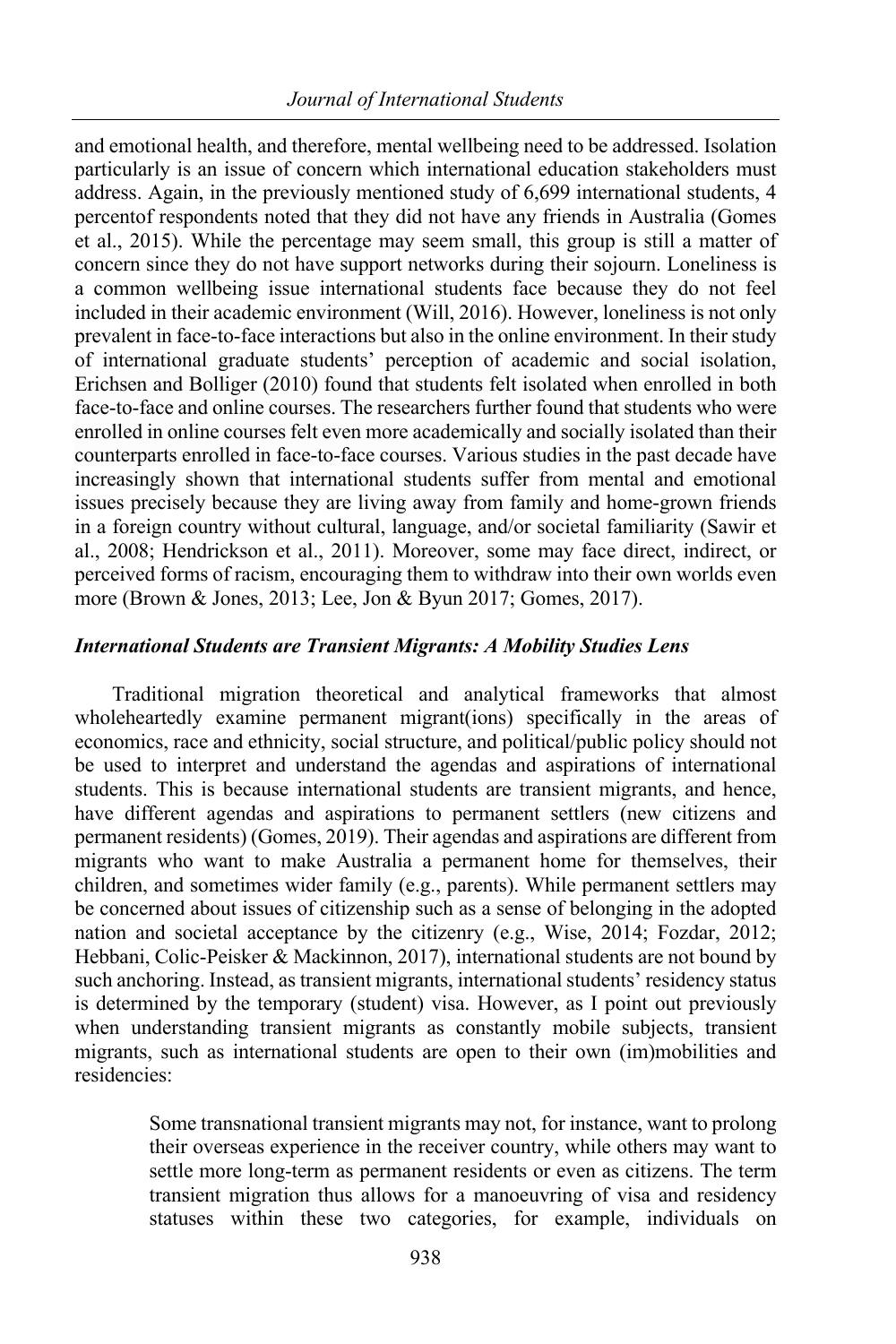and emotional health, and therefore, mental wellbeing need to be addressed. Isolation particularly is an issue of concern which international education stakeholders must address. Again, in the previously mentioned study of 6,699 international students, 4 percentof respondents noted that they did not have any friends in Australia (Gomes et al., 2015). While the percentage may seem small, this group is still a matter of concern since they do not have support networks during their sojourn. Loneliness is a common wellbeing issue international students face because they do not feel included in their academic environment (Will, 2016). However, loneliness is not only prevalent in face-to-face interactions but also in the online environment. In their study of international graduate students' perception of academic and social isolation, Erichsen and Bolliger (2010) found that students felt isolated when enrolled in both face-to-face and online courses. The researchers further found that students who were enrolled in online courses felt even more academically and socially isolated than their counterparts enrolled in face-to-face courses. Various studies in the past decade have increasingly shown that international students suffer from mental and emotional issues precisely because they are living away from family and home-grown friends in a foreign country without cultural, language, and/or societal familiarity (Sawir et al., 2008; Hendrickson et al., 2011). Moreover, some may face direct, indirect, or perceived forms of racism, encouraging them to withdraw into their own worlds even more (Brown & Jones, 2013; Lee, Jon & Byun 2017; Gomes, 2017).

### *International Students are Transient Migrants: A Mobility Studies Lens*

Traditional migration theoretical and analytical frameworks that almost wholeheartedly examine permanent migrant(ions) specifically in the areas of economics, race and ethnicity, social structure, and political/public policy should not be used to interpret and understand the agendas and aspirations of international students. This is because international students are transient migrants, and hence, have different agendas and aspirations to permanent settlers (new citizens and permanent residents) (Gomes, 2019). Their agendas and aspirations are different from migrants who want to make Australia a permanent home for themselves, their children, and sometimes wider family (e.g., parents). While permanent settlers may be concerned about issues of citizenship such as a sense of belonging in the adopted nation and societal acceptance by the citizenry (e.g., Wise, 2014; Fozdar, 2012; Hebbani, Colic-Peisker & Mackinnon, 2017), international students are not bound by such anchoring. Instead, as transient migrants, international students' residency status is determined by the temporary (student) visa. However, as I point out previously when understanding transient migrants as constantly mobile subjects, transient migrants, such as international students are open to their own (im)mobilities and residencies:

> Some transnational transient migrants may not, for instance, want to prolong their overseas experience in the receiver country, while others may want to settle more long-term as permanent residents or even as citizens. The term transient migration thus allows for a manoeuvring of visa and residency statuses within these two categories, for example, individuals on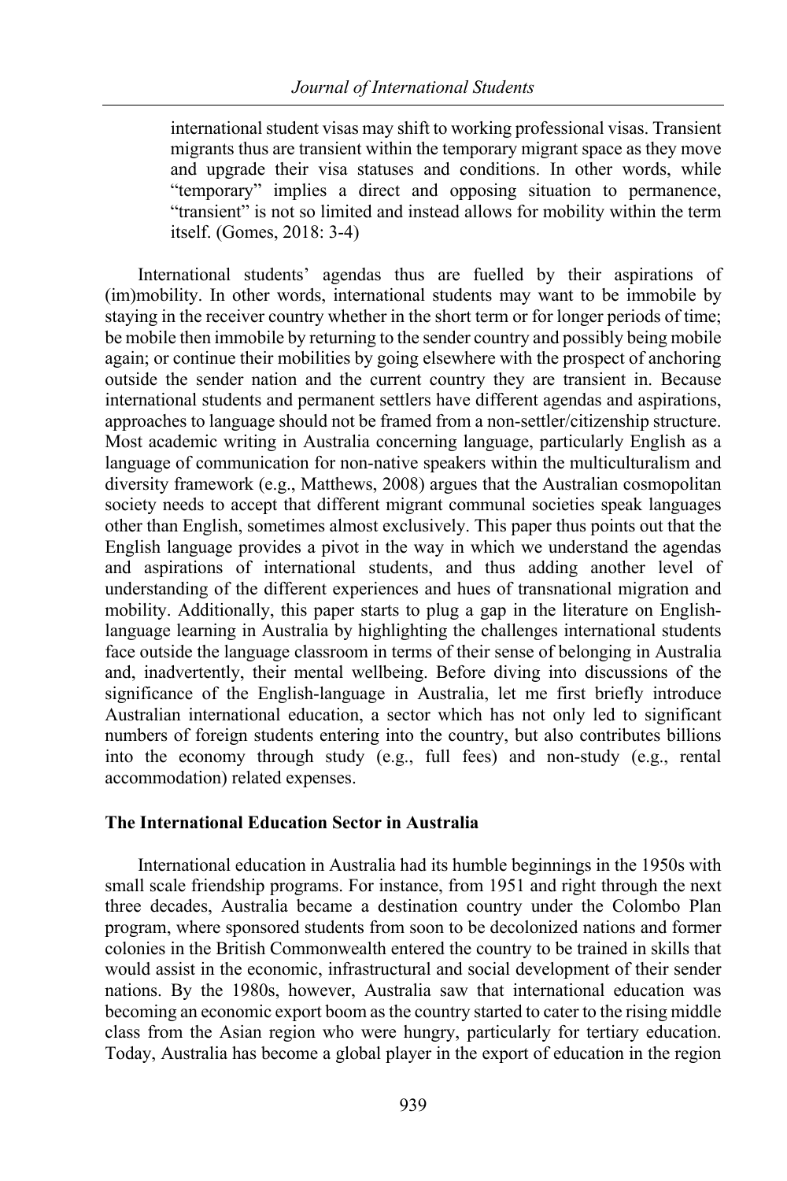> international student visas may shift to working professional visas. Transient migrants thus are transient within the temporary migrant space as they move and upgrade their visa statuses and conditions. In other words, while "temporary" implies a direct and opposing situation to permanence, "transient" is not so limited and instead allows for mobility within the term itself. (Gomes, 2018: 3-4)

International students' agendas thus are fuelled by their aspirations of (im)mobility. In other words, international students may want to be immobile by staying in the receiver country whether in the short term or for longer periods of time; be mobile then immobile by returning to the sender country and possibly being mobile again; or continue their mobilities by going elsewhere with the prospect of anchoring outside the sender nation and the current country they are transient in. Because international students and permanent settlers have different agendas and aspirations, approaches to language should not be framed from a non-settler/citizenship structure. Most academic writing in Australia concerning language, particularly English as a language of communication for non-native speakers within the multiculturalism and diversity framework (e.g., Matthews, 2008) argues that the Australian cosmopolitan society needs to accept that different migrant communal societies speak languages other than English, sometimes almost exclusively. This paper thus points out that the English language provides a pivot in the way in which we understand the agendas and aspirations of international students, and thus adding another level of understanding of the different experiences and hues of transnational migration and mobility. Additionally, this paper starts to plug a gap in the literature on English-language learning in Australia by highlighting the challenges international students face outside the language classroom in terms of their sense of belonging in Australia and, inadvertently, their mental wellbeing. Before diving into discussions of the significance of the English-language in Australia, let me first briefly introduce Australian international education, a sector which has not only led to significant numbers of foreign students entering into the country, but also contributes billions into the economy through study (e.g., full fees) and non-study (e.g., rental accommodation) related expenses.

## The International Education Sector in Australia

International education in Australia had its humble beginnings in the 1950s with small scale friendship programs. For instance, from 1951 and right through the next three decades, Australia became a destination country under the Colombo Plan program, where sponsored students from soon to be decolonized nations and former colonies in the British Commonwealth entered the country to be trained in skills that would assist in the economic, infrastructural and social development of their sender nations. By the 1980s, however, Australia saw that international education was becoming an economic export boom as the country started to cater to the rising middle class from the Asian region who were hungry, particularly for tertiary education. Today, Australia has become a global player in the export of education in the region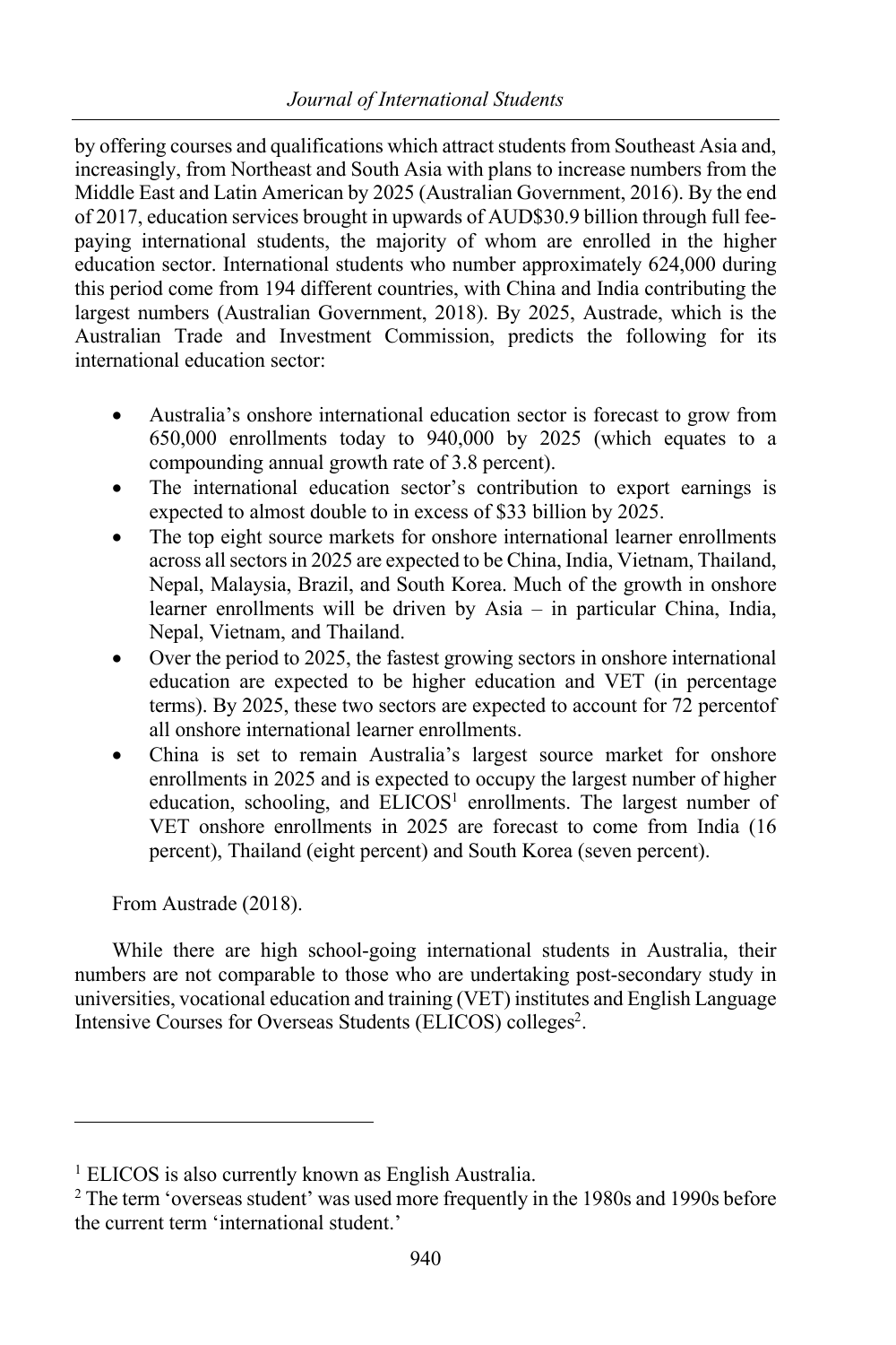by offering courses and qualifications which attract students from Southeast Asia and, increasingly, from Northeast and South Asia with plans to increase numbers from the Middle East and Latin American by 2025 (Australian Government, 2016). By the end of 2017, education services brought in upwards of AUD$30.9 billion through full fee-paying international students, the majority of whom are enrolled in the higher education sector. International students who number approximately 624,000 during this period come from 194 different countries, with China and India contributing the largest numbers (Australian Government, 2018). By 2025, Austrade, which is the Australian Trade and Investment Commission, predicts the following for its international education sector:

- Australia's onshore international education sector is forecast to grow from 650,000 enrollments today to 940,000 by 2025 (which equates to a compounding annual growth rate of 3.8 percent).
- The international education sector's contribution to export earnings is expected to almost double to in excess of $33 billion by 2025.
- The top eight source markets for onshore international learner enrollments across all sectors in 2025 are expected to be China, India, Vietnam, Thailand, Nepal, Malaysia, Brazil, and South Korea. Much of the growth in onshore learner enrollments will be driven by Asia – in particular China, India, Nepal, Vietnam, and Thailand.
- Over the period to 2025, the fastest growing sectors in onshore international education are expected to be higher education and VET (in percentage terms). By 2025, these two sectors are expected to account for 72 percentof all onshore international learner enrollments.
- China is set to remain Australia's largest source market for onshore enrollments in 2025 and is expected to occupy the largest number of higher education, schooling, and ELICOS[1] enrollments. The largest number of VET onshore enrollments in 2025 are forecast to come from India (16 percent), Thailand (eight percent) and South Korea (seven percent).

From Austrade (2018).

While there are high school-going international students in Australia, their numbers are not comparable to those who are undertaking post-secondary study in universities, vocational education and training (VET) institutes and English Language Intensive Courses for Overseas Students (ELICOS) colleges[2].

---

[1] ELICOS is also currently known as English Australia.

[2] The term 'overseas student' was used more frequently in the 1980s and 1990s before the current term 'international student.'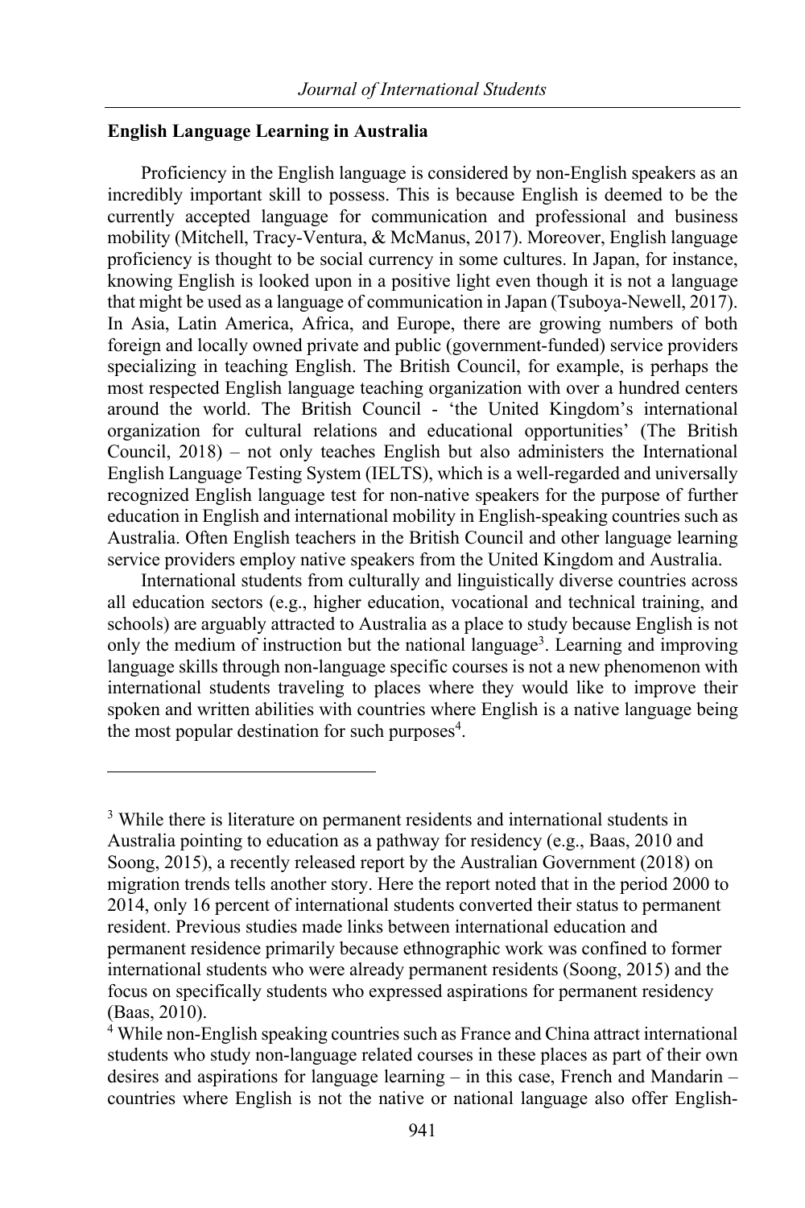**English Language Learning in Australia**

Proficiency in the English language is considered by non-English speakers as an incredibly important skill to possess. This is because English is deemed to be the currently accepted language for communication and professional and business mobility (Mitchell, Tracy-Ventura, & McManus, 2017). Moreover, English language proficiency is thought to be social currency in some cultures. In Japan, for instance, knowing English is looked upon in a positive light even though it is not a language that might be used as a language of communication in Japan (Tsuboya-Newell, 2017). In Asia, Latin America, Africa, and Europe, there are growing numbers of both foreign and locally owned private and public (government-funded) service providers specializing in teaching English. The British Council, for example, is perhaps the most respected English language teaching organization with over a hundred centers around the world. The British Council - 'the United Kingdom's international organization for cultural relations and educational opportunities' (The British Council, 2018) – not only teaches English but also administers the International English Language Testing System (IELTS), which is a well-regarded and universally recognized English language test for non-native speakers for the purpose of further education in English and international mobility in English-speaking countries such as Australia. Often English teachers in the British Council and other language learning service providers employ native speakers from the United Kingdom and Australia.

International students from culturally and linguistically diverse countries across all education sectors (e.g., higher education, vocational and technical training, and schools) are arguably attracted to Australia as a place to study because English is not only the medium of instruction but the national language[3]. Learning and improving language skills through non-language specific courses is not a new phenomenon with international students traveling to places where they would like to improve their spoken and written abilities with countries where English is a native language being the most popular destination for such purposes[4].

---

[3] While there is literature on permanent residents and international students in Australia pointing to education as a pathway for residency (e.g., Baas, 2010 and Soong, 2015), a recently released report by the Australian Government (2018) on migration trends tells another story. Here the report noted that in the period 2000 to 2014, only 16 percent of international students converted their status to permanent resident. Previous studies made links between international education and permanent residence primarily because ethnographic work was confined to former international students who were already permanent residents (Soong, 2015) and the focus on specifically students who expressed aspirations for permanent residency (Baas, 2010).

[4] While non-English speaking countries such as France and China attract international students who study non-language related courses in these places as part of their own desires and aspirations for language learning – in this case, French and Mandarin – countries where English is not the native or national language also offer English-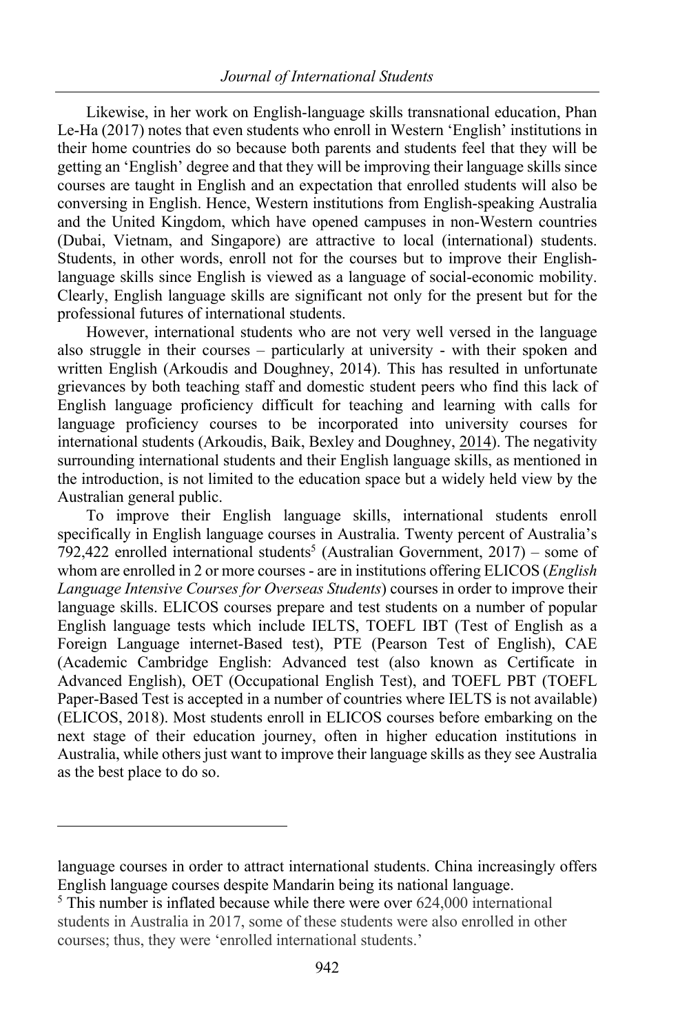Likewise, in her work on English-language skills transnational education, Phan Le-Ha (2017) notes that even students who enroll in Western 'English' institutions in their home countries do so because both parents and students feel that they will be getting an 'English' degree and that they will be improving their language skills since courses are taught in English and an expectation that enrolled students will also be conversing in English. Hence, Western institutions from English-speaking Australia and the United Kingdom, which have opened campuses in non-Western countries (Dubai, Vietnam, and Singapore) are attractive to local (international) students. Students, in other words, enroll not for the courses but to improve their English-language skills since English is viewed as a language of social-economic mobility. Clearly, English language skills are significant not only for the present but for the professional futures of international students.

However, international students who are not very well versed in the language also struggle in their courses – particularly at university - with their spoken and written English (Arkoudis and Doughney, 2014). This has resulted in unfortunate grievances by both teaching staff and domestic student peers who find this lack of English language proficiency difficult for teaching and learning with calls for language proficiency courses to be incorporated into university courses for international students (Arkoudis, Baik, Bexley and Doughney, 2014). The negativity surrounding international students and their English language skills, as mentioned in the introduction, is not limited to the education space but a widely held view by the Australian general public.

To improve their English language skills, international students enroll specifically in English language courses in Australia. Twenty percent of Australia's 792,422 enrolled international students[5] (Australian Government, 2017) – some of whom are enrolled in 2 or more courses - are in institutions offering ELICOS (*English Language Intensive Courses for Overseas Students*) courses in order to improve their language skills. ELICOS courses prepare and test students on a number of popular English language tests which include IELTS, TOEFL IBT (Test of English as a Foreign Language internet-Based test), PTE (Pearson Test of English), CAE (Academic Cambridge English: Advanced test (also known as Certificate in Advanced English), OET (Occupational English Test), and TOEFL PBT (TOEFL Paper-Based Test is accepted in a number of countries where IELTS is not available) (ELICOS, 2018). Most students enroll in ELICOS courses before embarking on the next stage of their education journey, often in higher education institutions in Australia, while others just want to improve their language skills as they see Australia as the best place to do so.

---

language courses in order to attract international students. China increasingly offers English language courses despite Mandarin being its national language.

[5] This number is inflated because while there were over 624,000 international students in Australia in 2017, some of these students were also enrolled in other courses; thus, they were 'enrolled international students.'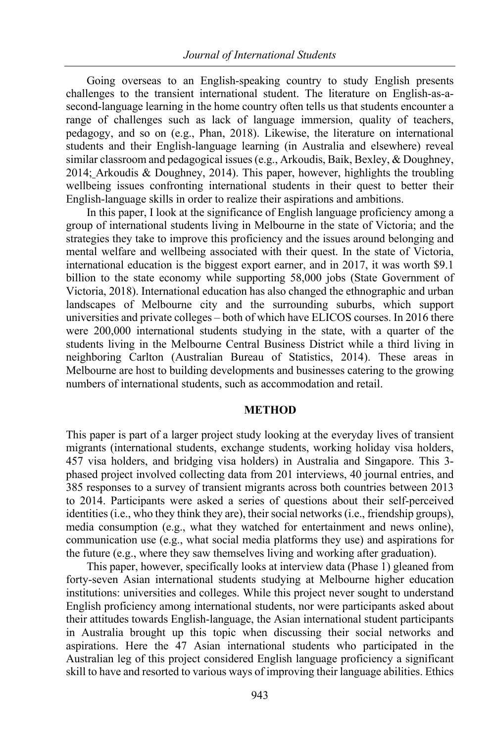Going overseas to an English-speaking country to study English presents challenges to the transient international student. The literature on English-as-a-second-language learning in the home country often tells us that students encounter a range of challenges such as lack of language immersion, quality of teachers, pedagogy, and so on (e.g., Phan, 2018). Likewise, the literature on international students and their English-language learning (in Australia and elsewhere) reveal similar classroom and pedagogical issues (e.g., Arkoudis, Baik, Bexley, & Doughney, 2014; Arkoudis & Doughney, 2014). This paper, however, highlights the troubling wellbeing issues confronting international students in their quest to better their English-language skills in order to realize their aspirations and ambitions.

In this paper, I look at the significance of English language proficiency among a group of international students living in Melbourne in the state of Victoria; and the strategies they take to improve this proficiency and the issues around belonging and mental welfare and wellbeing associated with their quest. In the state of Victoria, international education is the biggest export earner, and in 2017, it was worth $9.1 billion to the state economy while supporting 58,000 jobs (State Government of Victoria, 2018). International education has also changed the ethnographic and urban landscapes of Melbourne city and the surrounding suburbs, which support universities and private colleges – both of which have ELICOS courses. In 2016 there were 200,000 international students studying in the state, with a quarter of the students living in the Melbourne Central Business District while a third living in neighboring Carlton (Australian Bureau of Statistics, 2014). These areas in Melbourne are host to building developments and businesses catering to the growing numbers of international students, such as accommodation and retail.

## METHOD

This paper is part of a larger project study looking at the everyday lives of transient migrants (international students, exchange students, working holiday visa holders, 457 visa holders, and bridging visa holders) in Australia and Singapore. This 3-phased project involved collecting data from 201 interviews, 40 journal entries, and 385 responses to a survey of transient migrants across both countries between 2013 to 2014. Participants were asked a series of questions about their self-perceived identities (i.e., who they think they are), their social networks (i.e., friendship groups), media consumption (e.g., what they watched for entertainment and news online), communication use (e.g., what social media platforms they use) and aspirations for the future (e.g., where they saw themselves living and working after graduation).

This paper, however, specifically looks at interview data (Phase 1) gleaned from forty-seven Asian international students studying at Melbourne higher education institutions: universities and colleges. While this project never sought to understand English proficiency among international students, nor were participants asked about their attitudes towards English-language, the Asian international student participants in Australia brought up this topic when discussing their social networks and aspirations. Here the 47 Asian international students who participated in the Australian leg of this project considered English language proficiency a significant skill to have and resorted to various ways of improving their language abilities. Ethics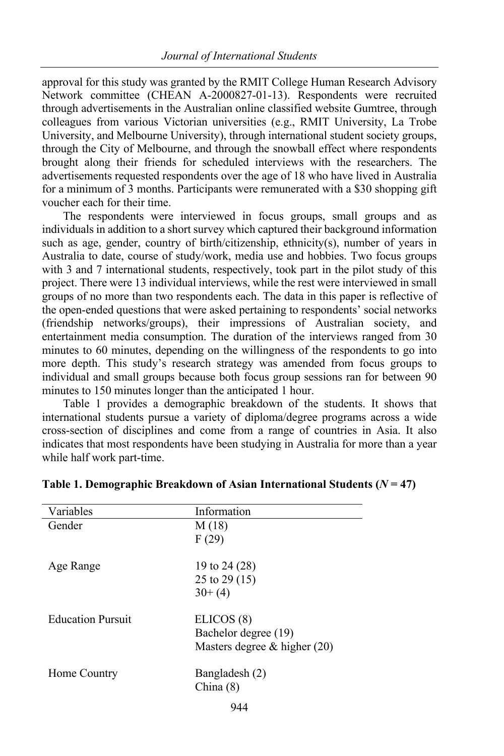approval for this study was granted by the RMIT College Human Research Advisory Network committee (CHEAN A-2000827-01-13). Respondents were recruited through advertisements in the Australian online classified website Gumtree, through colleagues from various Victorian universities (e.g., RMIT University, La Trobe University, and Melbourne University), through international student society groups, through the City of Melbourne, and through the snowball effect where respondents brought along their friends for scheduled interviews with the researchers. The advertisements requested respondents over the age of 18 who have lived in Australia for a minimum of 3 months. Participants were remunerated with a $30 shopping gift voucher each for their time.

The respondents were interviewed in focus groups, small groups and as individuals in addition to a short survey which captured their background information such as age, gender, country of birth/citizenship, ethnicity(s), number of years in Australia to date, course of study/work, media use and hobbies. Two focus groups with 3 and 7 international students, respectively, took part in the pilot study of this project. There were 13 individual interviews, while the rest were interviewed in small groups of no more than two respondents each. The data in this paper is reflective of the open-ended questions that were asked pertaining to respondents' social networks (friendship networks/groups), their impressions of Australian society, and entertainment media consumption. The duration of the interviews ranged from 30 minutes to 60 minutes, depending on the willingness of the respondents to go into more depth. This study's research strategy was amended from focus groups to individual and small groups because both focus group sessions ran for between 90 minutes to 150 minutes longer than the anticipated 1 hour.

Table 1 provides a demographic breakdown of the students. It shows that international students pursue a variety of diploma/degree programs across a wide cross-section of disciplines and come from a range of countries in Asia. It also indicates that most respondents have been studying in Australia for more than a year while half work part-time.

**Table 1. Demographic Breakdown of Asian International Students (*N* = 47)**

| Variables | Information |
|---|---|
| Gender | M (18) |
| | F (29) |
| Age Range | 19 to 24 (28) |
| | 25 to 29 (15) |
| | 30+ (4) |
| Education Pursuit | ELICOS (8) |
| | Bachelor degree (19) |
| | Masters degree & higher (20) |
| Home Country | Bangladesh (2) |
| | China (8) |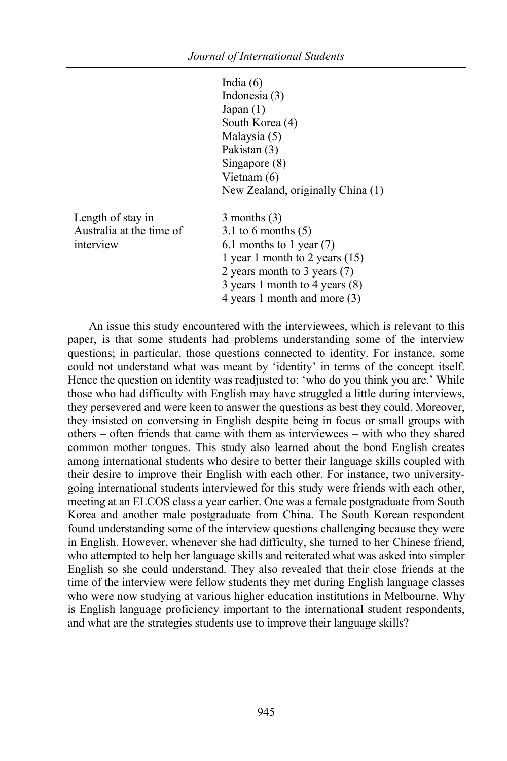| | |
|---|---|
| | India (6)<br>Indonesia (3)<br>Japan (1)<br>South Korea (4)<br>Malaysia (5)<br>Pakistan (3)<br>Singapore (8)<br>Vietnam (6)<br>New Zealand, originally China (1) |
| Length of stay in Australia at the time of interview | 3 months (3)<br>3.1 to 6 months (5)<br>6.1 months to 1 year (7)<br>1 year 1 month to 2 years (15)<br>2 years month to 3 years (7)<br>3 years 1 month to 4 years (8)<br>4 years 1 month and more (3) |

An issue this study encountered with the interviewees, which is relevant to this paper, is that some students had problems understanding some of the interview questions; in particular, those questions connected to identity. For instance, some could not understand what was meant by 'identity' in terms of the concept itself. Hence the question on identity was readjusted to: 'who do you think you are.' While those who had difficulty with English may have struggled a little during interviews, they persevered and were keen to answer the questions as best they could. Moreover, they insisted on conversing in English despite being in focus or small groups with others – often friends that came with them as interviewees – with who they shared common mother tongues. This study also learned about the bond English creates among international students who desire to better their language skills coupled with their desire to improve their English with each other. For instance, two university-going international students interviewed for this study were friends with each other, meeting at an ELCOS class a year earlier. One was a female postgraduate from South Korea and another male postgraduate from China. The South Korean respondent found understanding some of the interview questions challenging because they were in English. However, whenever she had difficulty, she turned to her Chinese friend, who attempted to help her language skills and reiterated what was asked into simpler English so she could understand. They also revealed that their close friends at the time of the interview were fellow students they met during English language classes who were now studying at various higher education institutions in Melbourne. Why is English language proficiency important to the international student respondents, and what are the strategies students use to improve their language skills?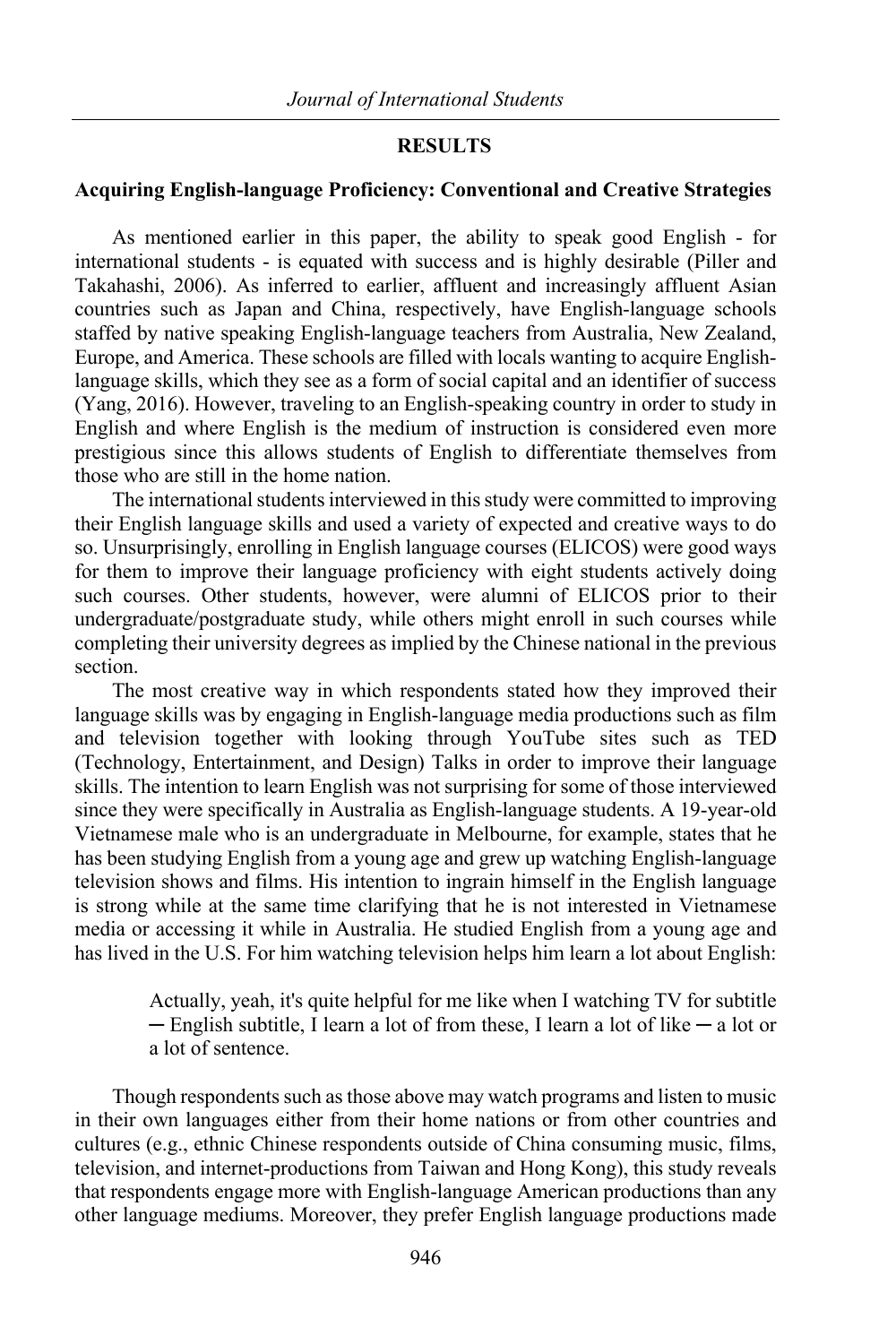## RESULTS

### Acquiring English-language Proficiency: Conventional and Creative Strategies

As mentioned earlier in this paper, the ability to speak good English - for international students - is equated with success and is highly desirable (Piller and Takahashi, 2006). As inferred to earlier, affluent and increasingly affluent Asian countries such as Japan and China, respectively, have English-language schools staffed by native speaking English-language teachers from Australia, New Zealand, Europe, and America. These schools are filled with locals wanting to acquire English-language skills, which they see as a form of social capital and an identifier of success (Yang, 2016). However, traveling to an English-speaking country in order to study in English and where English is the medium of instruction is considered even more prestigious since this allows students of English to differentiate themselves from those who are still in the home nation.

The international students interviewed in this study were committed to improving their English language skills and used a variety of expected and creative ways to do so. Unsurprisingly, enrolling in English language courses (ELICOS) were good ways for them to improve their language proficiency with eight students actively doing such courses. Other students, however, were alumni of ELICOS prior to their undergraduate/postgraduate study, while others might enroll in such courses while completing their university degrees as implied by the Chinese national in the previous section.

The most creative way in which respondents stated how they improved their language skills was by engaging in English-language media productions such as film and television together with looking through YouTube sites such as TED (Technology, Entertainment, and Design) Talks in order to improve their language skills. The intention to learn English was not surprising for some of those interviewed since they were specifically in Australia as English-language students. A 19-year-old Vietnamese male who is an undergraduate in Melbourne, for example, states that he has been studying English from a young age and grew up watching English-language television shows and films. His intention to ingrain himself in the English language is strong while at the same time clarifying that he is not interested in Vietnamese media or accessing it while in Australia. He studied English from a young age and has lived in the U.S. For him watching television helps him learn a lot about English:

> Actually, yeah, it's quite helpful for me like when I watching TV for subtitle ─ English subtitle, I learn a lot of from these, I learn a lot of like ─ a lot or a lot of sentence.

Though respondents such as those above may watch programs and listen to music in their own languages either from their home nations or from other countries and cultures (e.g., ethnic Chinese respondents outside of China consuming music, films, television, and internet-productions from Taiwan and Hong Kong), this study reveals that respondents engage more with English-language American productions than any other language mediums. Moreover, they prefer English language productions made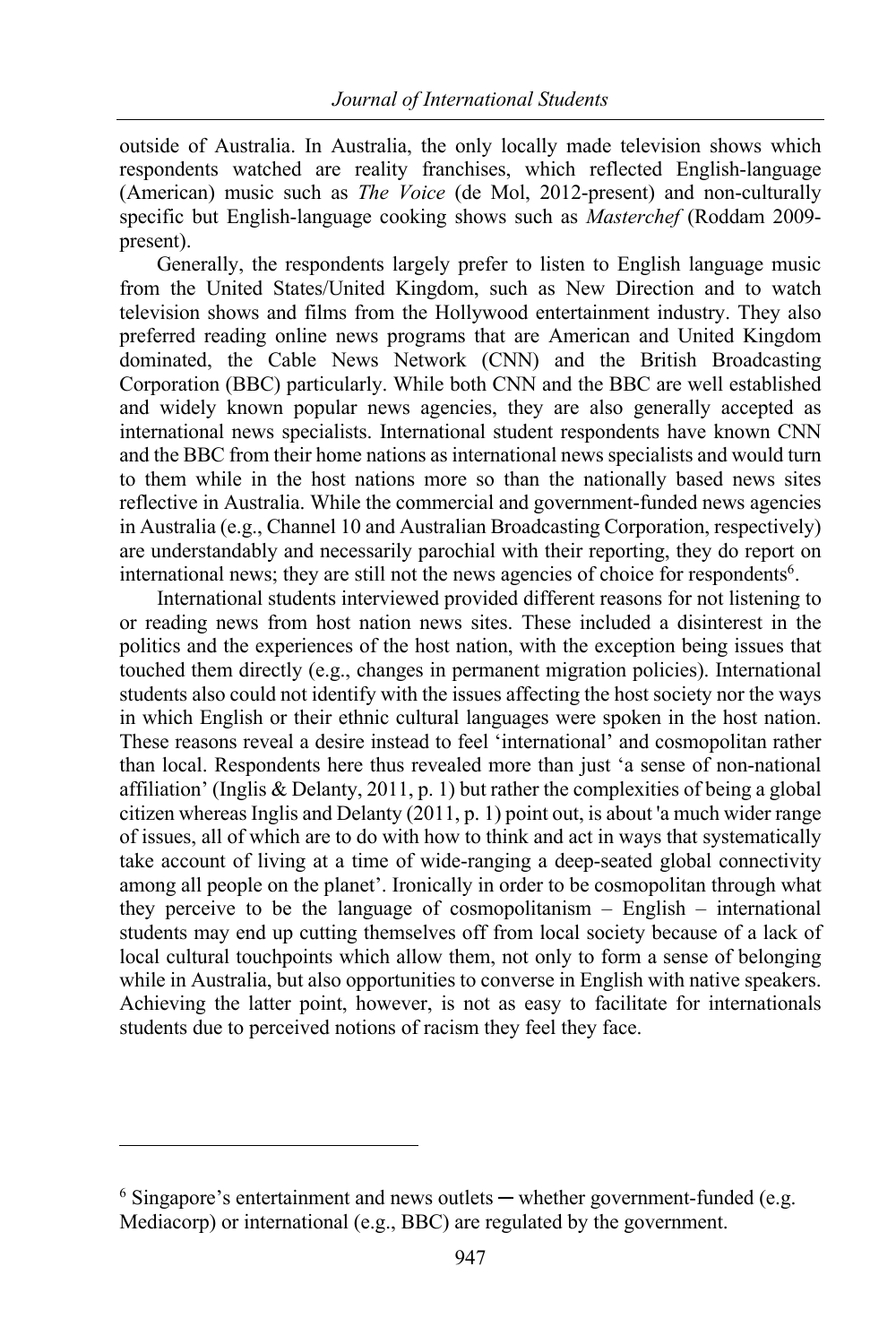outside of Australia. In Australia, the only locally made television shows which respondents watched are reality franchises, which reflected English-language (American) music such as *The Voice* (de Mol, 2012-present) and non-culturally specific but English-language cooking shows such as *Masterchef* (Roddam 2009-present).

Generally, the respondents largely prefer to listen to English language music from the United States/United Kingdom, such as New Direction and to watch television shows and films from the Hollywood entertainment industry. They also preferred reading online news programs that are American and United Kingdom dominated, the Cable News Network (CNN) and the British Broadcasting Corporation (BBC) particularly. While both CNN and the BBC are well established and widely known popular news agencies, they are also generally accepted as international news specialists. International student respondents have known CNN and the BBC from their home nations as international news specialists and would turn to them while in the host nations more so than the nationally based news sites reflective in Australia. While the commercial and government-funded news agencies in Australia (e.g., Channel 10 and Australian Broadcasting Corporation, respectively) are understandably and necessarily parochial with their reporting, they do report on international news; they are still not the news agencies of choice for respondents[6].

International students interviewed provided different reasons for not listening to or reading news from host nation news sites. These included a disinterest in the politics and the experiences of the host nation, with the exception being issues that touched them directly (e.g., changes in permanent migration policies). International students also could not identify with the issues affecting the host society nor the ways in which English or their ethnic cultural languages were spoken in the host nation. These reasons reveal a desire instead to feel 'international' and cosmopolitan rather than local. Respondents here thus revealed more than just 'a sense of non-national affiliation' (Inglis & Delanty, 2011, p. 1) but rather the complexities of being a global citizen whereas Inglis and Delanty (2011, p. 1) point out, is about 'a much wider range of issues, all of which are to do with how to think and act in ways that systematically take account of living at a time of wide-ranging a deep-seated global connectivity among all people on the planet'. Ironically in order to be cosmopolitan through what they perceive to be the language of cosmopolitanism – English – international students may end up cutting themselves off from local society because of a lack of local cultural touchpoints which allow them, not only to form a sense of belonging while in Australia, but also opportunities to converse in English with native speakers. Achieving the latter point, however, is not as easy to facilitate for internationals students due to perceived notions of racism they feel they face.

---

[6] Singapore's entertainment and news outlets ─ whether government-funded (e.g. Mediacorp) or international (e.g., BBC) are regulated by the government.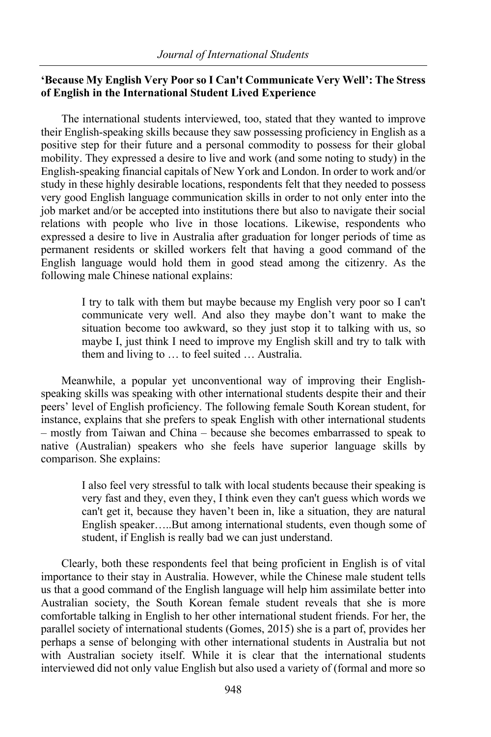### 'Because My English Very Poor so I Can't Communicate Very Well': The Stress of English in the International Student Lived Experience

The international students interviewed, too, stated that they wanted to improve their English-speaking skills because they saw possessing proficiency in English as a positive step for their future and a personal commodity to possess for their global mobility. They expressed a desire to live and work (and some noting to study) in the English-speaking financial capitals of New York and London. In order to work and/or study in these highly desirable locations, respondents felt that they needed to possess very good English language communication skills in order to not only enter into the job market and/or be accepted into institutions there but also to navigate their social relations with people who live in those locations. Likewise, respondents who expressed a desire to live in Australia after graduation for longer periods of time as permanent residents or skilled workers felt that having a good command of the English language would hold them in good stead among the citizenry. As the following male Chinese national explains:

> I try to talk with them but maybe because my English very poor so I can't communicate very well. And also they maybe don't want to make the situation become too awkward, so they just stop it to talking with us, so maybe I, just think I need to improve my English skill and try to talk with them and living to … to feel suited … Australia.

Meanwhile, a popular yet unconventional way of improving their English-speaking skills was speaking with other international students despite their and their peers' level of English proficiency. The following female South Korean student, for instance, explains that she prefers to speak English with other international students – mostly from Taiwan and China – because she becomes embarrassed to speak to native (Australian) speakers who she feels have superior language skills by comparison. She explains:

> I also feel very stressful to talk with local students because their speaking is very fast and they, even they, I think even they can't guess which words we can't get it, because they haven't been in, like a situation, they are natural English speaker…..But among international students, even though some of student, if English is really bad we can just understand.

Clearly, both these respondents feel that being proficient in English is of vital importance to their stay in Australia. However, while the Chinese male student tells us that a good command of the English language will help him assimilate better into Australian society, the South Korean female student reveals that she is more comfortable talking in English to her other international student friends. For her, the parallel society of international students (Gomes, 2015) she is a part of, provides her perhaps a sense of belonging with other international students in Australia but not with Australian society itself. While it is clear that the international students interviewed did not only value English but also used a variety of (formal and more so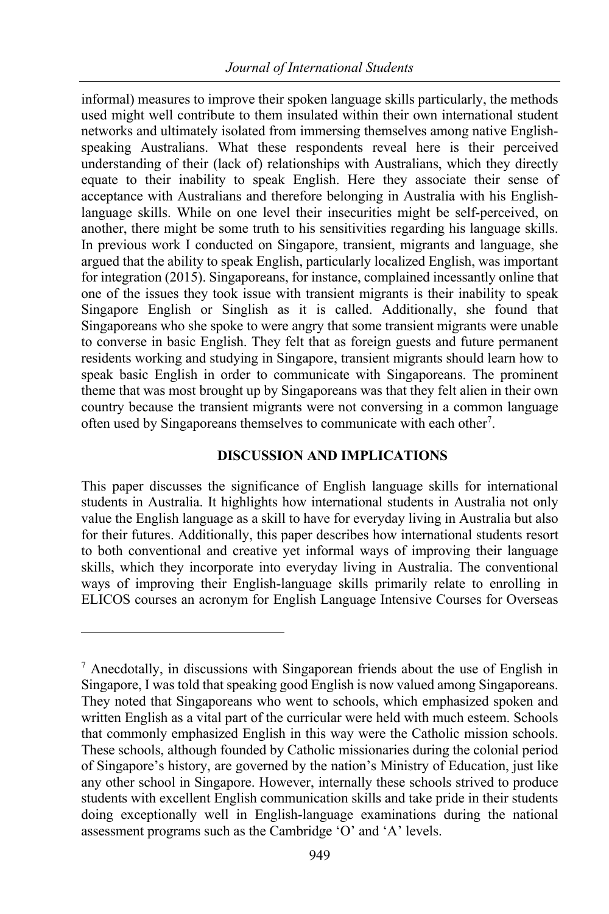informal) measures to improve their spoken language skills particularly, the methods used might well contribute to them insulated within their own international student networks and ultimately isolated from immersing themselves among native English-speaking Australians. What these respondents reveal here is their perceived understanding of their (lack of) relationships with Australians, which they directly equate to their inability to speak English. Here they associate their sense of acceptance with Australians and therefore belonging in Australia with his English-language skills. While on one level their insecurities might be self-perceived, on another, there might be some truth to his sensitivities regarding his language skills. In previous work I conducted on Singapore, transient, migrants and language, she argued that the ability to speak English, particularly localized English, was important for integration (2015). Singaporeans, for instance, complained incessantly online that one of the issues they took issue with transient migrants is their inability to speak Singapore English or Singlish as it is called. Additionally, she found that Singaporeans who she spoke to were angry that some transient migrants were unable to converse in basic English. They felt that as foreign guests and future permanent residents working and studying in Singapore, transient migrants should learn how to speak basic English in order to communicate with Singaporeans. The prominent theme that was most brought up by Singaporeans was that they felt alien in their own country because the transient migrants were not conversing in a common language often used by Singaporeans themselves to communicate with each other[7].

## DISCUSSION AND IMPLICATIONS

This paper discusses the significance of English language skills for international students in Australia. It highlights how international students in Australia not only value the English language as a skill to have for everyday living in Australia but also for their futures. Additionally, this paper describes how international students resort to both conventional and creative yet informal ways of improving their language skills, which they incorporate into everyday living in Australia. The conventional ways of improving their English-language skills primarily relate to enrolling in ELICOS courses an acronym for English Language Intensive Courses for Overseas

---

[7] Anecdotally, in discussions with Singaporean friends about the use of English in Singapore, I was told that speaking good English is now valued among Singaporeans. They noted that Singaporeans who went to schools, which emphasized spoken and written English as a vital part of the curricular were held with much esteem. Schools that commonly emphasized English in this way were the Catholic mission schools. These schools, although founded by Catholic missionaries during the colonial period of Singapore's history, are governed by the nation's Ministry of Education, just like any other school in Singapore. However, internally these schools strived to produce students with excellent English communication skills and take pride in their students doing exceptionally well in English-language examinations during the national assessment programs such as the Cambridge 'O' and 'A' levels.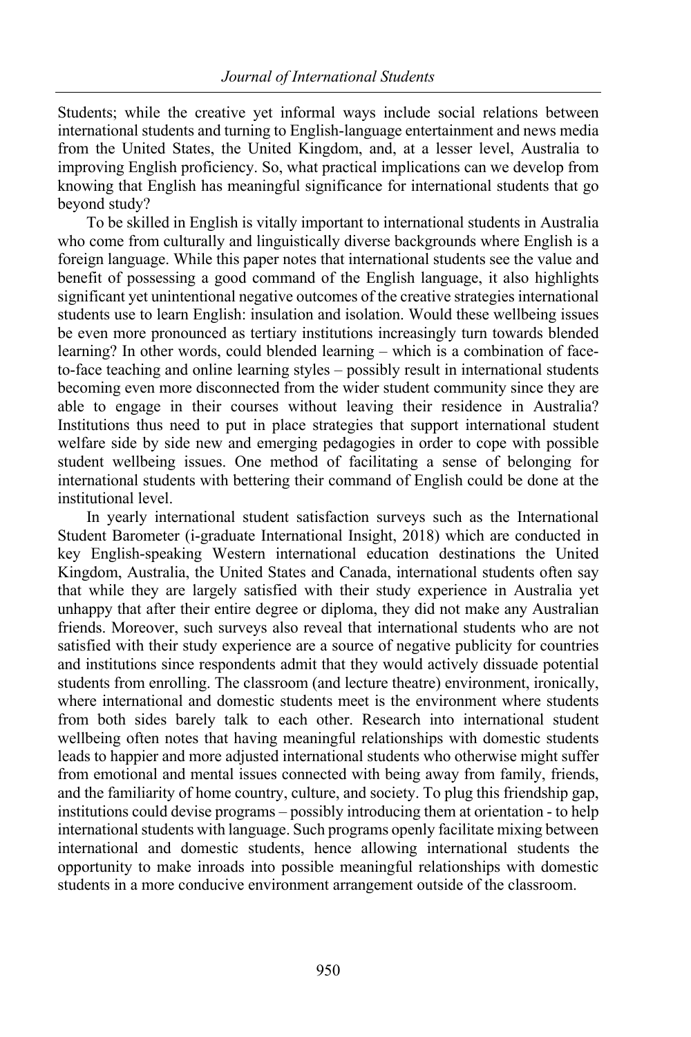Students; while the creative yet informal ways include social relations between international students and turning to English-language entertainment and news media from the United States, the United Kingdom, and, at a lesser level, Australia to improving English proficiency. So, what practical implications can we develop from knowing that English has meaningful significance for international students that go beyond study?

To be skilled in English is vitally important to international students in Australia who come from culturally and linguistically diverse backgrounds where English is a foreign language. While this paper notes that international students see the value and benefit of possessing a good command of the English language, it also highlights significant yet unintentional negative outcomes of the creative strategies international students use to learn English: insulation and isolation. Would these wellbeing issues be even more pronounced as tertiary institutions increasingly turn towards blended learning? In other words, could blended learning – which is a combination of face-to-face teaching and online learning styles – possibly result in international students becoming even more disconnected from the wider student community since they are able to engage in their courses without leaving their residence in Australia? Institutions thus need to put in place strategies that support international student welfare side by side new and emerging pedagogies in order to cope with possible student wellbeing issues. One method of facilitating a sense of belonging for international students with bettering their command of English could be done at the institutional level.

In yearly international student satisfaction surveys such as the International Student Barometer (i-graduate International Insight, 2018) which are conducted in key English-speaking Western international education destinations the United Kingdom, Australia, the United States and Canada, international students often say that while they are largely satisfied with their study experience in Australia yet unhappy that after their entire degree or diploma, they did not make any Australian friends. Moreover, such surveys also reveal that international students who are not satisfied with their study experience are a source of negative publicity for countries and institutions since respondents admit that they would actively dissuade potential students from enrolling. The classroom (and lecture theatre) environment, ironically, where international and domestic students meet is the environment where students from both sides barely talk to each other. Research into international student wellbeing often notes that having meaningful relationships with domestic students leads to happier and more adjusted international students who otherwise might suffer from emotional and mental issues connected with being away from family, friends, and the familiarity of home country, culture, and society. To plug this friendship gap, institutions could devise programs – possibly introducing them at orientation - to help international students with language. Such programs openly facilitate mixing between international and domestic students, hence allowing international students the opportunity to make inroads into possible meaningful relationships with domestic students in a more conducive environment arrangement outside of the classroom.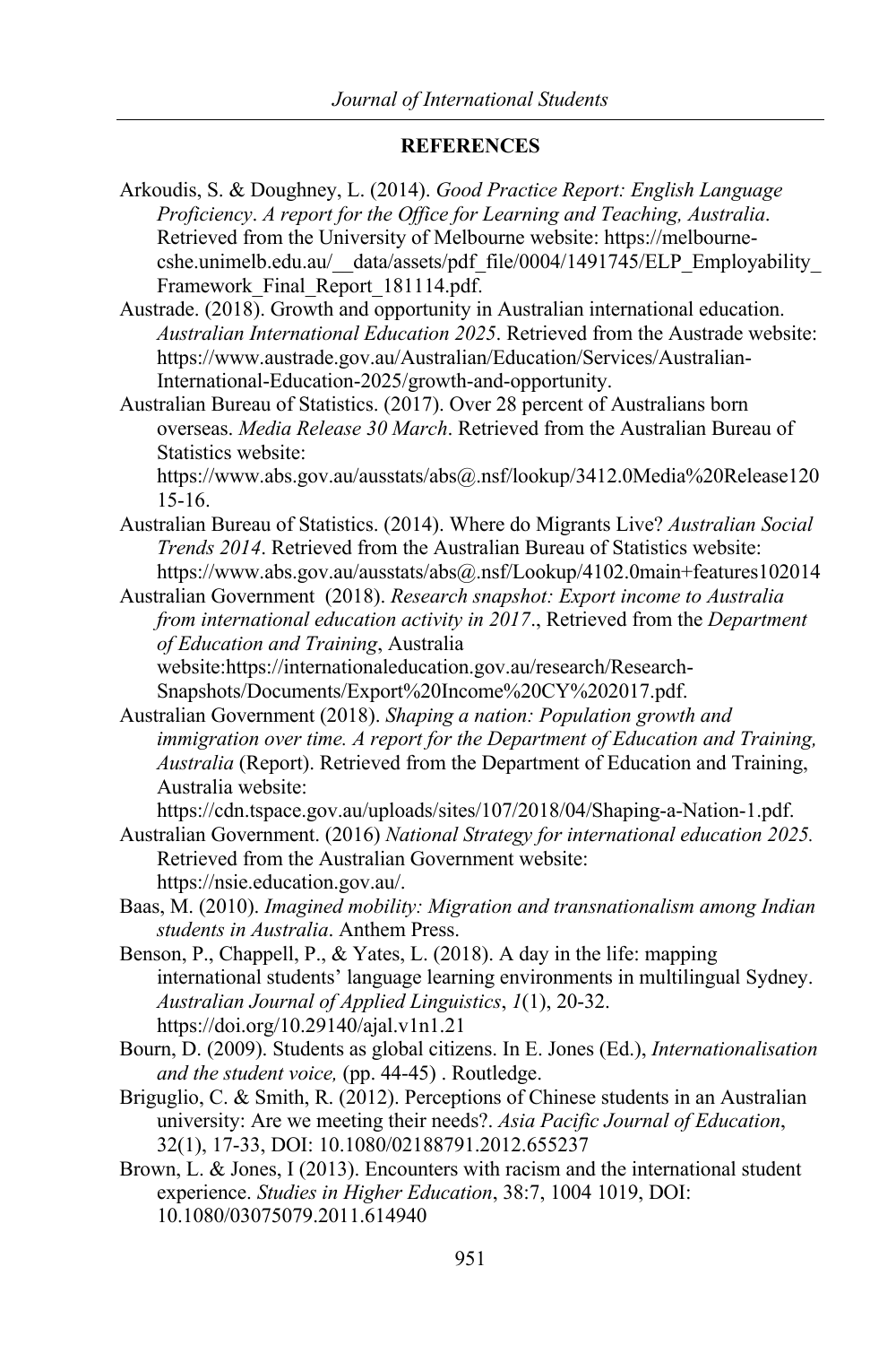## REFERENCES

Arkoudis, S. & Doughney, L. (2014). *Good Practice Report: English Language Proficiency*. *A report for the Office for Learning and Teaching, Australia*. Retrieved from the University of Melbourne website: https://melbourne-cshe.unimelb.edu.au/__data/assets/pdf_file/0004/1491745/ELP_Employability_Framework_Final_Report_181114.pdf.

Austrade. (2018). Growth and opportunity in Australian international education. *Australian International Education 2025*. Retrieved from the Austrade website: https://www.austrade.gov.au/Australian/Education/Services/Australian-International-Education-2025/growth-and-opportunity.

Australian Bureau of Statistics. (2017). Over 28 percent of Australians born overseas. *Media Release 30 March*. Retrieved from the Australian Bureau of Statistics website: https://www.abs.gov.au/ausstats/abs@.nsf/lookup/3412.0Media%20Release12015-16.

Australian Bureau of Statistics. (2014). Where do Migrants Live? *Australian Social Trends 2014*. Retrieved from the Australian Bureau of Statistics website: https://www.abs.gov.au/ausstats/abs@.nsf/Lookup/4102.0main+features102014

Australian Government (2018). *Research snapshot: Export income to Australia from international education activity in 2017*., Retrieved from the *Department of Education and Training*, Australia website:https://internationaleducation.gov.au/research/Research-Snapshots/Documents/Export%20Income%20CY%202017.pdf.

Australian Government (2018). *Shaping a nation: Population growth and immigration over time. A report for the Department of Education and Training, Australia* (Report). Retrieved from the Department of Education and Training, Australia website: https://cdn.tspace.gov.au/uploads/sites/107/2018/04/Shaping-a-Nation-1.pdf.

Australian Government. (2016) *National Strategy for international education 2025.* Retrieved from the Australian Government website: https://nsie.education.gov.au/.

Baas, M. (2010). *Imagined mobility: Migration and transnationalism among Indian students in Australia*. Anthem Press.

Benson, P., Chappell, P., & Yates, L. (2018). A day in the life: mapping international students' language learning environments in multilingual Sydney. *Australian Journal of Applied Linguistics*, *1*(1), 20-32. https://doi.org/10.29140/ajal.v1n1.21

Bourn, D. (2009). Students as global citizens. In E. Jones (Ed.), *Internationalisation and the student voice,* (pp. 44-45) . Routledge.

Briguglio, C. & Smith, R. (2012). Perceptions of Chinese students in an Australian university: Are we meeting their needs?. *Asia Pacific Journal of Education*, 32(1), 17-33, DOI: 10.1080/02188791.2012.655237

Brown, L. & Jones, I (2013). Encounters with racism and the international student experience. *Studies in Higher Education*, 38:7, 1004 1019, DOI: 10.1080/03075079.2011.614940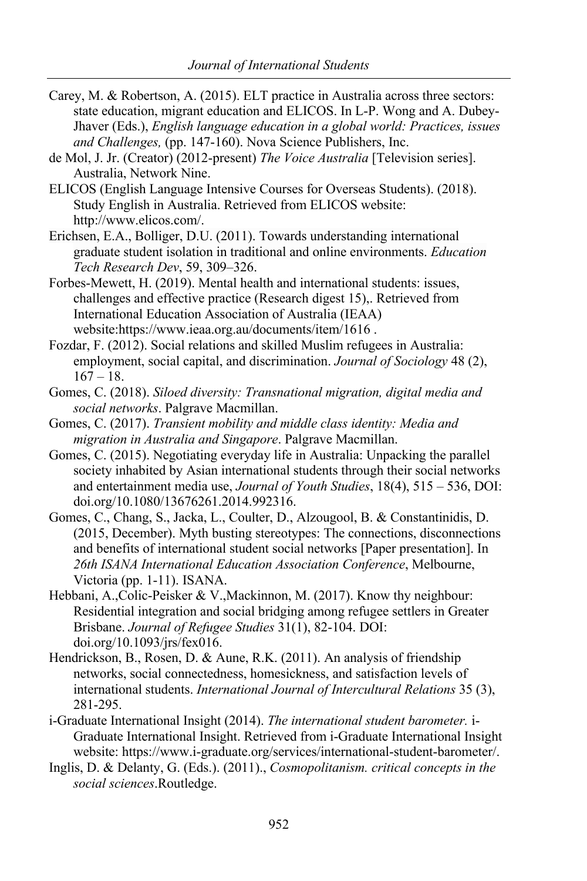Carey, M. & Robertson, A. (2015). ELT practice in Australia across three sectors: state education, migrant education and ELICOS. In L-P. Wong and A. Dubey-Jhaver (Eds.), *English language education in a global world: Practices, issues and Challenges,* (pp. 147-160). Nova Science Publishers, Inc.

de Mol, J. Jr. (Creator) (2012-present) *The Voice Australia* [Television series]. Australia, Network Nine.

ELICOS (English Language Intensive Courses for Overseas Students). (2018). Study English in Australia. Retrieved from ELICOS website: http://www.elicos.com/.

Erichsen, E.A., Bolliger, D.U. (2011). Towards understanding international graduate student isolation in traditional and online environments. *Education Tech Research Dev*, 59, 309–326.

Forbes-Mewett, H. (2019). Mental health and international students: issues, challenges and effective practice (Research digest 15),. Retrieved from International Education Association of Australia (IEAA) website:https://www.ieaa.org.au/documents/item/1616 .

Fozdar, F. (2012). Social relations and skilled Muslim refugees in Australia: employment, social capital, and discrimination. *Journal of Sociology* 48 (2), 167 – 18.

Gomes, C. (2018). *Siloed diversity: Transnational migration, digital media and social networks*. Palgrave Macmillan.

Gomes, C. (2017). *Transient mobility and middle class identity: Media and migration in Australia and Singapore*. Palgrave Macmillan.

Gomes, C. (2015). Negotiating everyday life in Australia: Unpacking the parallel society inhabited by Asian international students through their social networks and entertainment media use, *Journal of Youth Studies*, 18(4), 515 – 536, DOI: doi.org/10.1080/13676261.2014.992316.

Gomes, C., Chang, S., Jacka, L., Coulter, D., Alzougool, B. & Constantinidis, D. (2015, December). Myth busting stereotypes: The connections, disconnections and benefits of international student social networks [Paper presentation]. In *26th ISANA International Education Association Conference*, Melbourne, Victoria (pp. 1-11). ISANA.

Hebbani, A.,Colic-Peisker & V.,Mackinnon, M. (2017). Know thy neighbour: Residential integration and social bridging among refugee settlers in Greater Brisbane. *Journal of Refugee Studies* 31(1), 82-104. DOI: doi.org/10.1093/jrs/fex016.

Hendrickson, B., Rosen, D. & Aune, R.K. (2011). An analysis of friendship networks, social connectedness, homesickness, and satisfaction levels of international students. *International Journal of Intercultural Relations* 35 (3), 281-295.

i-Graduate International Insight (2014). *The international student barometer.* i-Graduate International Insight. Retrieved from i-Graduate International Insight website: https://www.i-graduate.org/services/international-student-barometer/.

Inglis, D. & Delanty, G. (Eds.). (2011)., *Cosmopolitanism. critical concepts in the social sciences*.Routledge.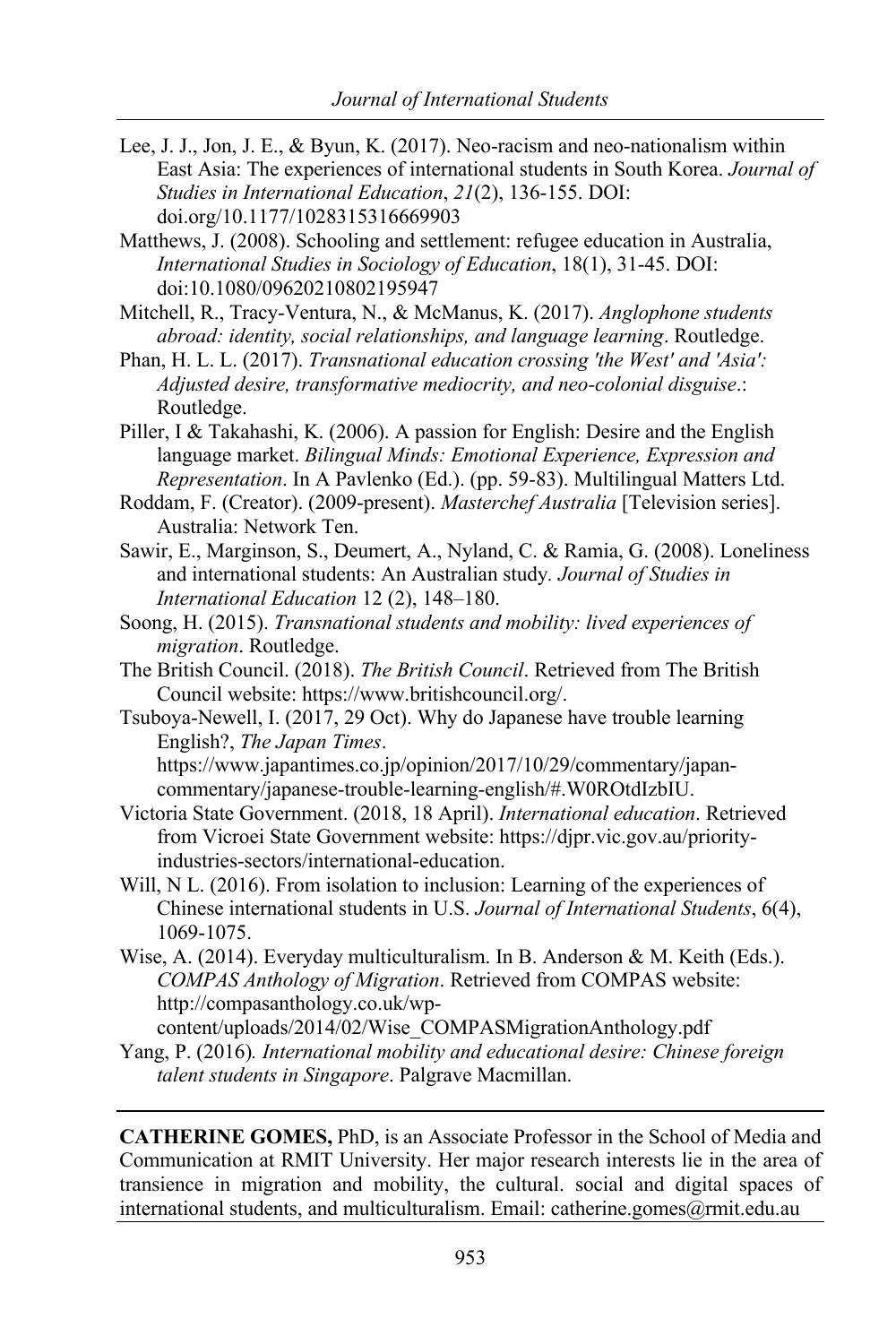Lee, J. J., Jon, J. E., & Byun, K. (2017). Neo-racism and neo-nationalism within East Asia: The experiences of international students in South Korea. *Journal of Studies in International Education*, *21*(2), 136-155. DOI: doi.org/10.1177/1028315316669903

Matthews, J. (2008). Schooling and settlement: refugee education in Australia, *International Studies in Sociology of Education*, 18(1), 31-45. DOI: doi:10.1080/09620210802195947

Mitchell, R., Tracy-Ventura, N., & McManus, K. (2017). *Anglophone students abroad: identity, social relationships, and language learning*. Routledge.

Phan, H. L. L. (2017). *Transnational education crossing 'the West' and 'Asia': Adjusted desire, transformative mediocrity, and neo-colonial disguise*.: Routledge.

Piller, I & Takahashi, K. (2006). A passion for English: Desire and the English language market. *Bilingual Minds: Emotional Experience, Expression and Representation*. In A Pavlenko (Ed.). (pp. 59-83). Multilingual Matters Ltd.

Roddam, F. (Creator). (2009-present). *Masterchef Australia* [Television series]. Australia: Network Ten.

Sawir, E., Marginson, S., Deumert, A., Nyland, C. & Ramia, G. (2008). Loneliness and international students: An Australian study. *Journal of Studies in International Education* 12 (2), 148–180.

Soong, H. (2015). *Transnational students and mobility: lived experiences of migration*. Routledge.

The British Council. (2018). *The British Council*. Retrieved from The British Council website: https://www.britishcouncil.org/.

Tsuboya-Newell, I. (2017, 29 Oct). Why do Japanese have trouble learning English?, *The Japan Times*. https://www.japantimes.co.jp/opinion/2017/10/29/commentary/japan-commentary/japanese-trouble-learning-english/#.W0ROtdIzbIU.

Victoria State Government. (2018, 18 April). *International education*. Retrieved from Vicroei State Government website: https://djpr.vic.gov.au/priority-industries-sectors/international-education.

Will, N L. (2016). From isolation to inclusion: Learning of the experiences of Chinese international students in U.S. *Journal of International Students*, 6(4), 1069-1075.

Wise, A. (2014). Everyday multiculturalism. In B. Anderson & M. Keith (Eds.). *COMPAS Anthology of Migration*. Retrieved from COMPAS website: http://compasanthology.co.uk/wp-content/uploads/2014/02/Wise_COMPASMigrationAnthology.pdf

Yang, P. (2016). *International mobility and educational desire: Chinese foreign talent students in Singapore*. Palgrave Macmillan.

---

**CATHERINE GOMES,** PhD, is an Associate Professor in the School of Media and Communication at RMIT University. Her major research interests lie in the area of transience in migration and mobility, the cultural. social and digital spaces of international students, and multiculturalism. Email: catherine.gomes@rmit.edu.au